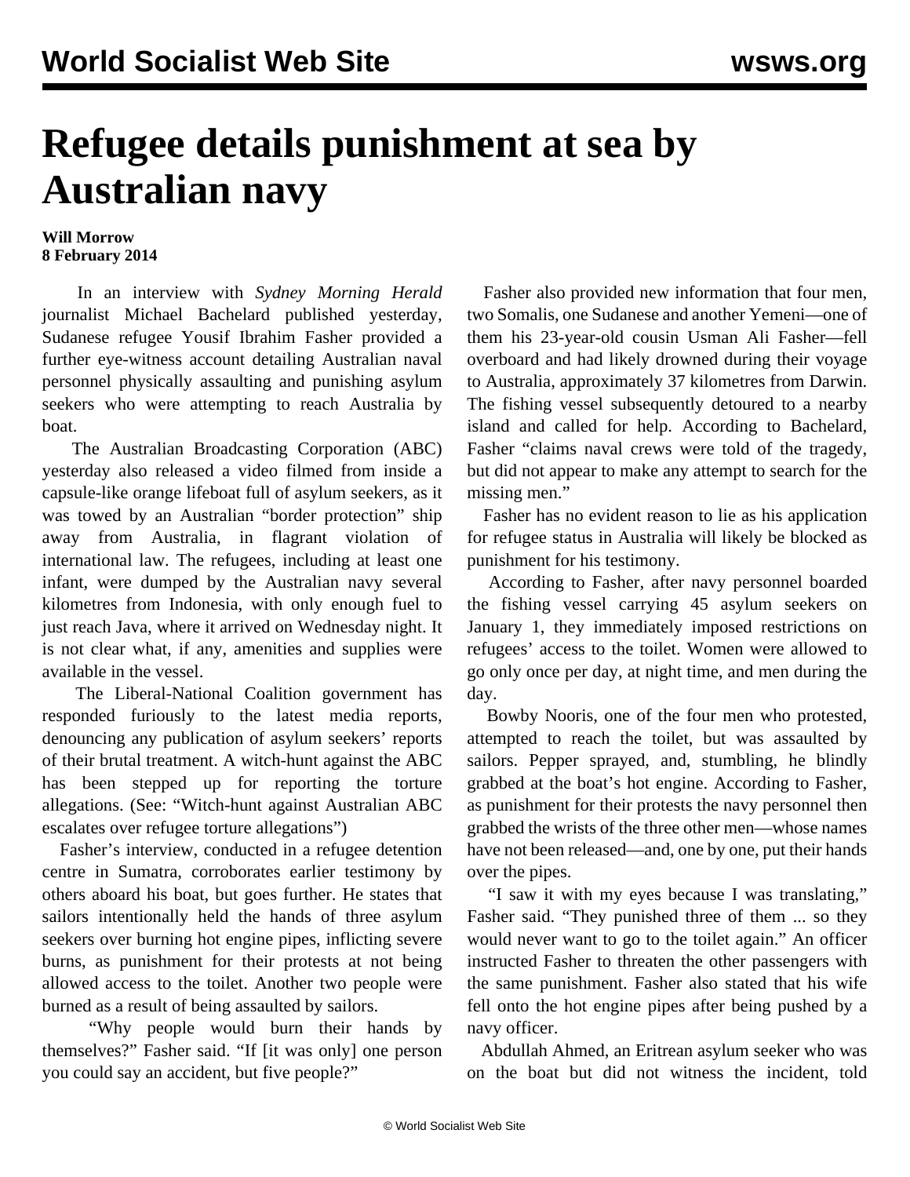# Refugee details punishment at sea by Australian navy

**Will Morrow**
**8 February 2014**

In an interview with *Sydney Morning Herald* journalist Michael Bachelard published yesterday, Sudanese refugee Yousif Ibrahim Fasher provided a further eye-witness account detailing Australian naval personnel physically assaulting and punishing asylum seekers who were attempting to reach Australia by boat.

The Australian Broadcasting Corporation (ABC) yesterday also released a video filmed from inside a capsule-like orange lifeboat full of asylum seekers, as it was towed by an Australian "border protection" ship away from Australia, in flagrant violation of international law. The refugees, including at least one infant, were dumped by the Australian navy several kilometres from Indonesia, with only enough fuel to just reach Java, where it arrived on Wednesday night. It is not clear what, if any, amenities and supplies were available in the vessel.

The Liberal-National Coalition government has responded furiously to the latest media reports, denouncing any publication of asylum seekers' reports of their brutal treatment. A witch-hunt against the ABC has been stepped up for reporting the torture allegations. (See: "Witch-hunt against Australian ABC escalates over refugee torture allegations")

Fasher's interview, conducted in a refugee detention centre in Sumatra, corroborates earlier testimony by others aboard his boat, but goes further. He states that sailors intentionally held the hands of three asylum seekers over burning hot engine pipes, inflicting severe burns, as punishment for their protests at not being allowed access to the toilet. Another two people were burned as a result of being assaulted by sailors.

"Why people would burn their hands by themselves?" Fasher said. "If [it was only] one person you could say an accident, but five people?"

Fasher also provided new information that four men, two Somalis, one Sudanese and another Yemeni—one of them his 23-year-old cousin Usman Ali Fasher—fell overboard and had likely drowned during their voyage to Australia, approximately 37 kilometres from Darwin. The fishing vessel subsequently detoured to a nearby island and called for help. According to Bachelard, Fasher "claims naval crews were told of the tragedy, but did not appear to make any attempt to search for the missing men."

Fasher has no evident reason to lie as his application for refugee status in Australia will likely be blocked as punishment for his testimony.

According to Fasher, after navy personnel boarded the fishing vessel carrying 45 asylum seekers on January 1, they immediately imposed restrictions on refugees' access to the toilet. Women were allowed to go only once per day, at night time, and men during the day.

Bowby Nooris, one of the four men who protested, attempted to reach the toilet, but was assaulted by sailors. Pepper sprayed, and, stumbling, he blindly grabbed at the boat's hot engine. According to Fasher, as punishment for their protests the navy personnel then grabbed the wrists of the three other men—whose names have not been released—and, one by one, put their hands over the pipes.

"I saw it with my eyes because I was translating," Fasher said. "They punished three of them ... so they would never want to go to the toilet again." An officer instructed Fasher to threaten the other passengers with the same punishment. Fasher also stated that his wife fell onto the hot engine pipes after being pushed by a navy officer.

Abdullah Ahmed, an Eritrean asylum seeker who was on the boat but did not witness the incident, told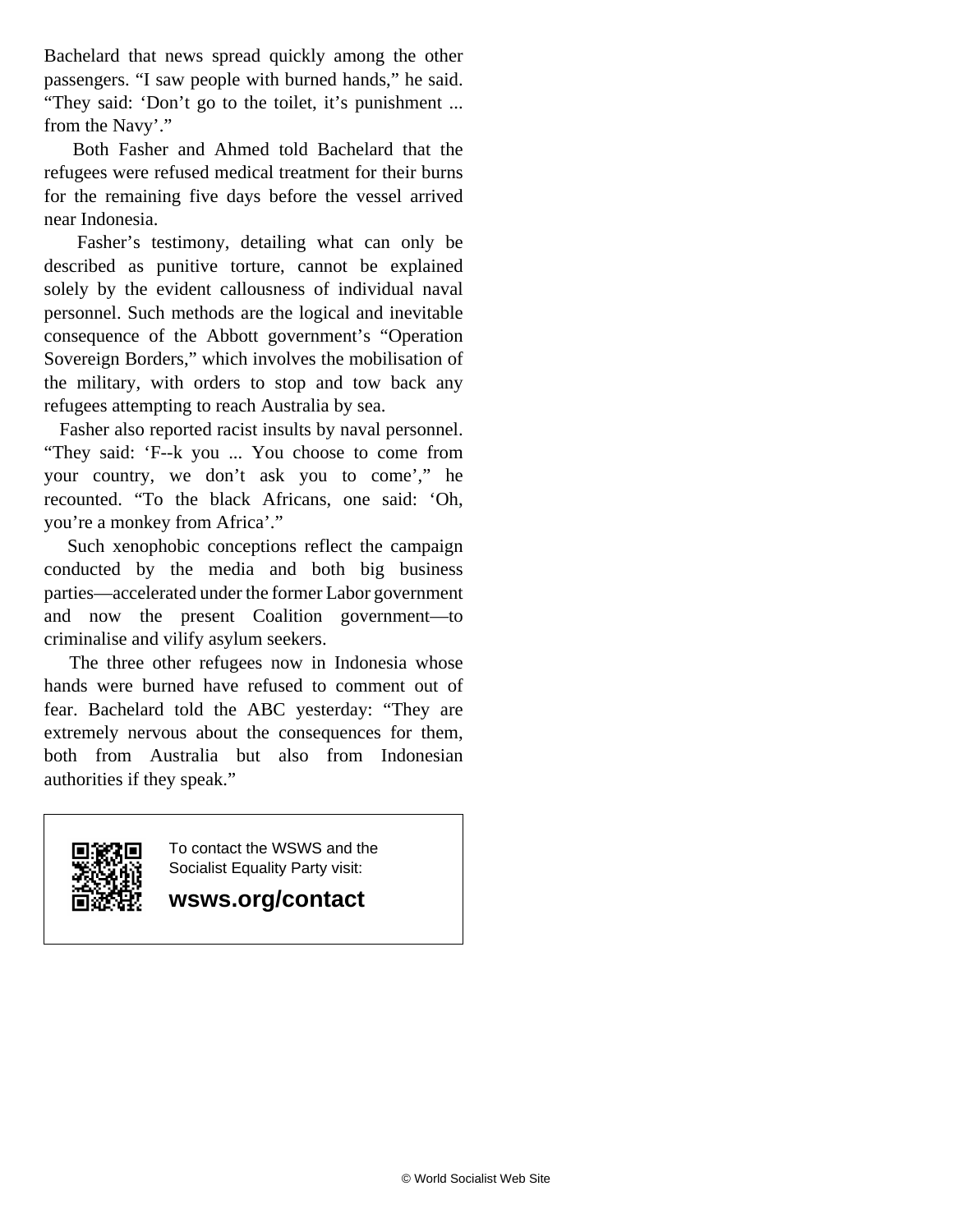Bachelard that news spread quickly among the other passengers. "I saw people with burned hands," he said. "They said: 'Don't go to the toilet, it's punishment ... from the Navy'."

Both Fasher and Ahmed told Bachelard that the refugees were refused medical treatment for their burns for the remaining five days before the vessel arrived near Indonesia.

Fasher's testimony, detailing what can only be described as punitive torture, cannot be explained solely by the evident callousness of individual naval personnel. Such methods are the logical and inevitable consequence of the Abbott government's "Operation Sovereign Borders," which involves the mobilisation of the military, with orders to stop and tow back any refugees attempting to reach Australia by sea.

Fasher also reported racist insults by naval personnel. "They said: 'F--k you ... You choose to come from your country, we don't ask you to come'," he recounted. "To the black Africans, one said: 'Oh, you're a monkey from Africa'."

Such xenophobic conceptions reflect the campaign conducted by the media and both big business parties—accelerated under the former Labor government and now the present Coalition government—to criminalise and vilify asylum seekers.

The three other refugees now in Indonesia whose hands were burned have refused to comment out of fear. Bachelard told the ABC yesterday: "They are extremely nervous about the consequences for them, both from Australia but also from Indonesian authorities if they speak."

To contact the WSWS and the Socialist Equality Party visit:

**wsws.org/contact**